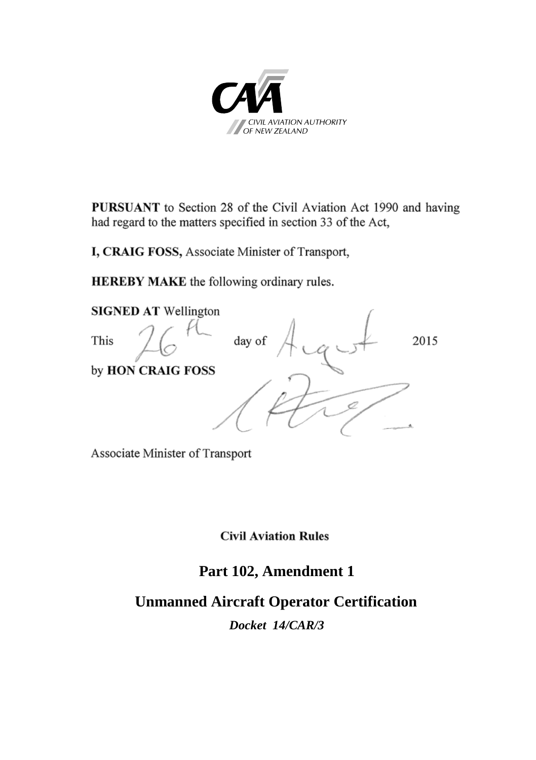CIVIL AVIATION AUTHORITY OF NEW ZEALAND

**PURSUANT** to Section 28 of the Civil Aviation Act 1990 and having had regard to the matters specified in section 33 of the Act,

**I, CRAIG FOSS,** Associate Minister of Transport,

**HEREBY MAKE** the following ordinary rules.

**SIGNED AT** Wellington

This 26th day of August 2015

by **HON CRAIG FOSS**

Associate Minister of Transport

**Civil Aviation Rules**

# Part 102, Amendment 1

# Unmanned Aircraft Operator Certification

***Docket 14/CAR/3***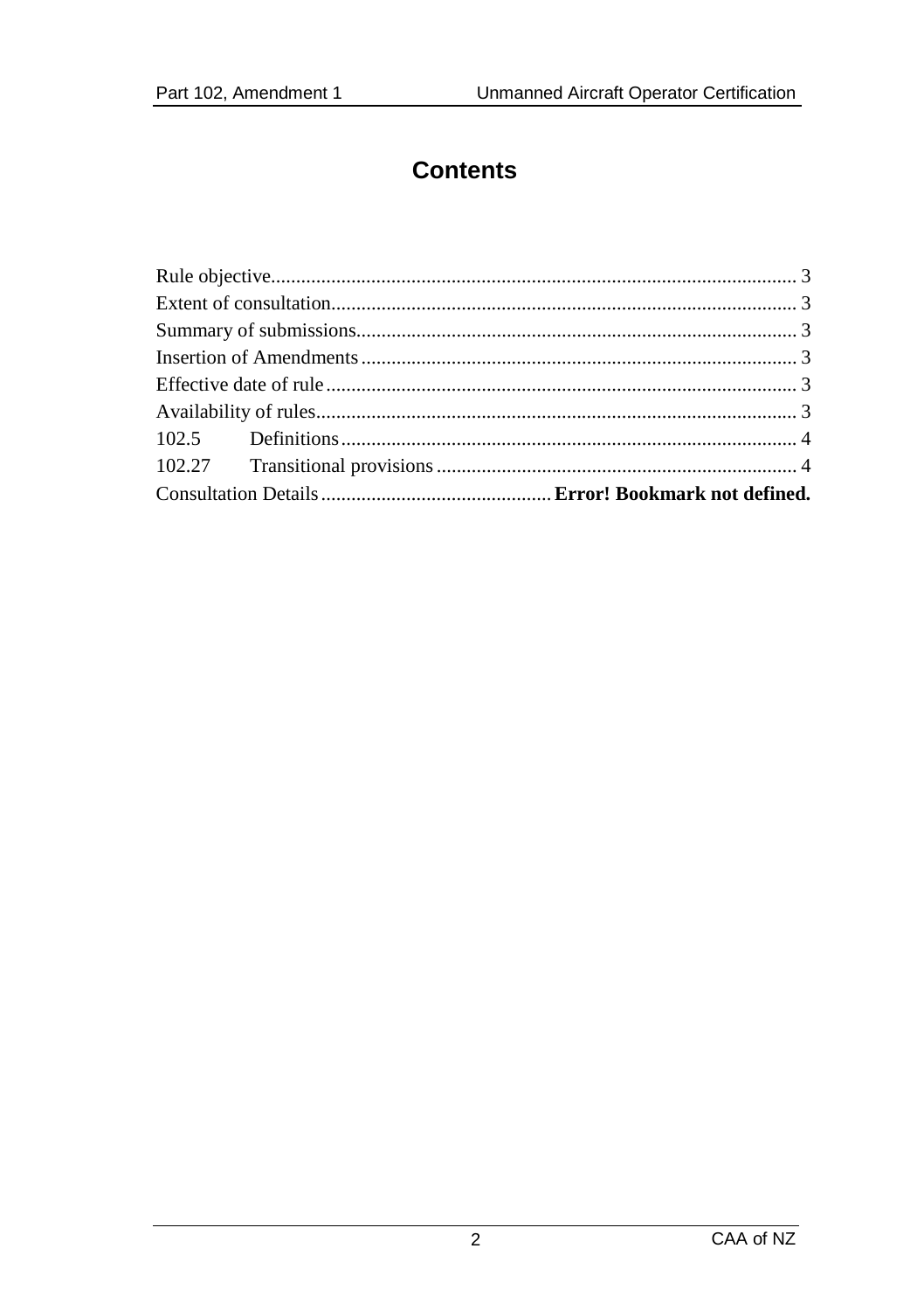# Contents

Rule objective........................................................................................................ 3
Extent of consultation............................................................................................ 3
Summary of submissions....................................................................................... 3
Insertion of Amendments...................................................................................... 3
Effective date of rule............................................................................................. 3
Availability of rules............................................................................................... 3
102.5 Definitions.......................................................................................... 4
102.27 Transitional provisions....................................................................... 4
Consultation Details.............................................**Error! Bookmark not defined.**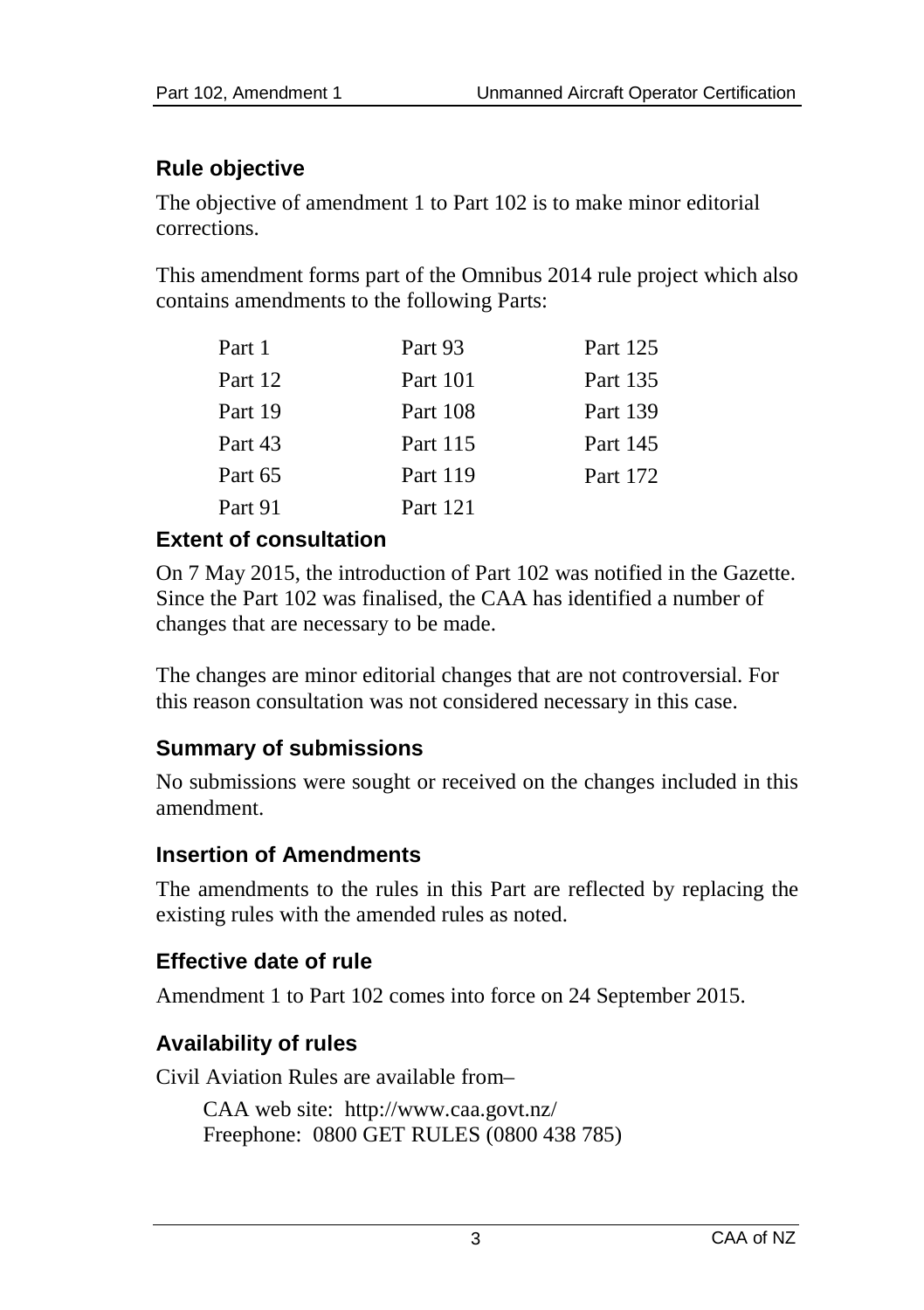## Rule objective

The objective of amendment 1 to Part 102 is to make minor editorial corrections.

This amendment forms part of the Omnibus 2014 rule project which also contains amendments to the following Parts:

| | | |
|---|---|---|
| Part 1 | Part 93 | Part 125 |
| Part 12 | Part 101 | Part 135 |
| Part 19 | Part 108 | Part 139 |
| Part 43 | Part 115 | Part 145 |
| Part 65 | Part 119 | Part 172 |
| Part 91 | Part 121 | |

## Extent of consultation

On 7 May 2015, the introduction of Part 102 was notified in the Gazette. Since the Part 102 was finalised, the CAA has identified a number of changes that are necessary to be made.

The changes are minor editorial changes that are not controversial. For this reason consultation was not considered necessary in this case.

## Summary of submissions

No submissions were sought or received on the changes included in this amendment.

## Insertion of Amendments

The amendments to the rules in this Part are reflected by replacing the existing rules with the amended rules as noted.

## Effective date of rule

Amendment 1 to Part 102 comes into force on 24 September 2015.

## Availability of rules

Civil Aviation Rules are available from–

CAA web site: http://www.caa.govt.nz/
Freephone: 0800 GET RULES (0800 438 785)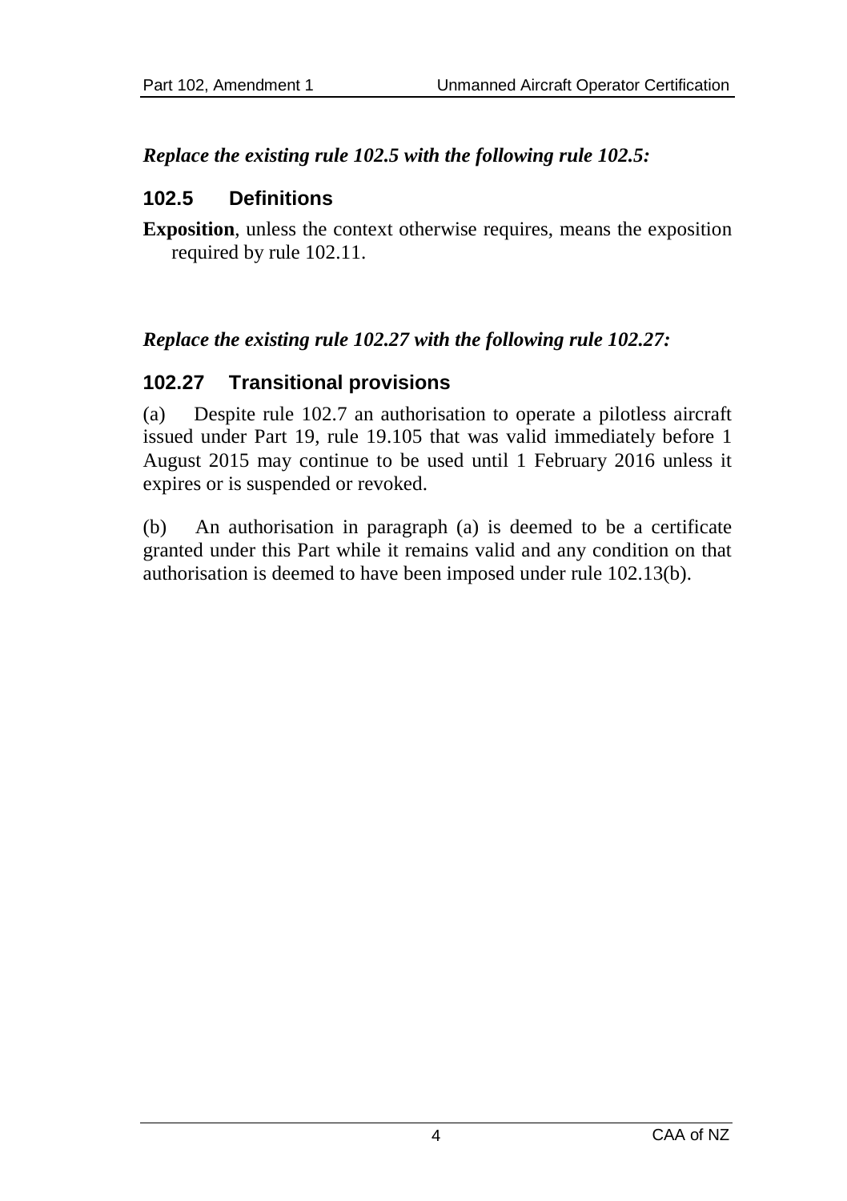*Replace the existing rule 102.5 with the following rule 102.5:*

## 102.5 Definitions

**Exposition**, unless the context otherwise requires, means the exposition required by rule 102.11.

*Replace the existing rule 102.27 with the following rule 102.27:*

## 102.27 Transitional provisions

(a) Despite rule 102.7 an authorisation to operate a pilotless aircraft issued under Part 19, rule 19.105 that was valid immediately before 1 August 2015 may continue to be used until 1 February 2016 unless it expires or is suspended or revoked.

(b) An authorisation in paragraph (a) is deemed to be a certificate granted under this Part while it remains valid and any condition on that authorisation is deemed to have been imposed under rule 102.13(b).